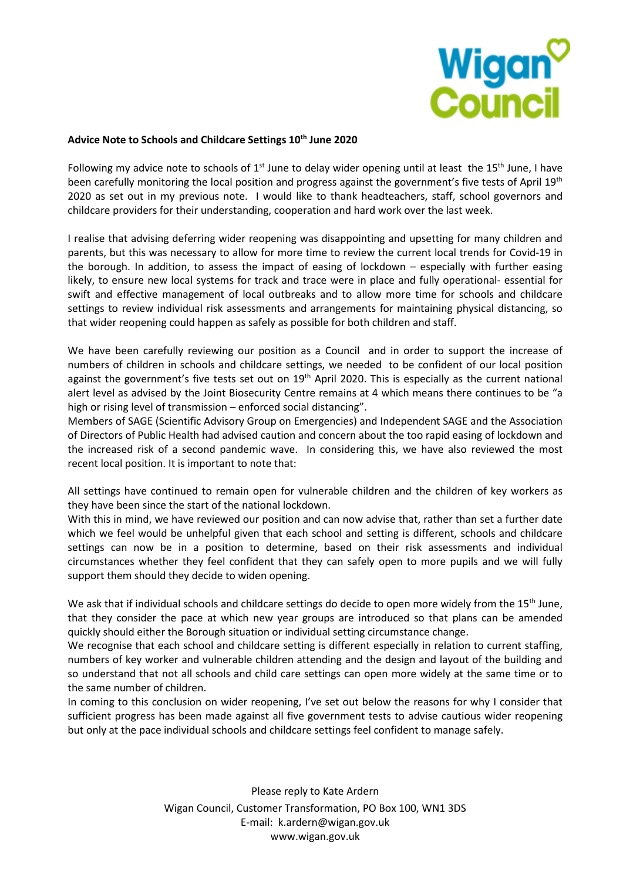**Advice Note to Schools and Childcare Settings 10th June 2020**

Following my advice note to schools of 1st June to delay wider opening until at least the 15th June, I have been carefully monitoring the local position and progress against the government's five tests of April 19th 2020 as set out in my previous note. I would like to thank headteachers, staff, school governors and childcare providers for their understanding, cooperation and hard work over the last week.

I realise that advising deferring wider reopening was disappointing and upsetting for many children and parents, but this was necessary to allow for more time to review the current local trends for Covid-19 in the borough. In addition, to assess the impact of easing of lockdown – especially with further easing likely, to ensure new local systems for track and trace were in place and fully operational- essential for swift and effective management of local outbreaks and to allow more time for schools and childcare settings to review individual risk assessments and arrangements for maintaining physical distancing, so that wider reopening could happen as safely as possible for both children and staff.

We have been carefully reviewing our position as a Council and in order to support the increase of numbers of children in schools and childcare settings, we needed to be confident of our local position against the government's five tests set out on 19th April 2020. This is especially as the current national alert level as advised by the Joint Biosecurity Centre remains at 4 which means there continues to be "a high or rising level of transmission – enforced social distancing".

Members of SAGE (Scientific Advisory Group on Emergencies) and Independent SAGE and the Association of Directors of Public Health had advised caution and concern about the too rapid easing of lockdown and the increased risk of a second pandemic wave. In considering this, we have also reviewed the most recent local position. It is important to note that:

All settings have continued to remain open for vulnerable children and the children of key workers as they have been since the start of the national lockdown.

With this in mind, we have reviewed our position and can now advise that, rather than set a further date which we feel would be unhelpful given that each school and setting is different, schools and childcare settings can now be in a position to determine, based on their risk assessments and individual circumstances whether they feel confident that they can safely open to more pupils and we will fully support them should they decide to widen opening.

We ask that if individual schools and childcare settings do decide to open more widely from the 15th June, that they consider the pace at which new year groups are introduced so that plans can be amended quickly should either the Borough situation or individual setting circumstance change.

We recognise that each school and childcare setting is different especially in relation to current staffing, numbers of key worker and vulnerable children attending and the design and layout of the building and so understand that not all schools and child care settings can open more widely at the same time or to the same number of children.

In coming to this conclusion on wider reopening, I've set out below the reasons for why I consider that sufficient progress has been made against all five government tests to advise cautious wider reopening but only at the pace individual schools and childcare settings feel confident to manage safely.

Please reply to Kate Ardern
Wigan Council, Customer Transformation, PO Box 100, WN1 3DS
E-mail: k.ardern@wigan.gov.uk
www.wigan.gov.uk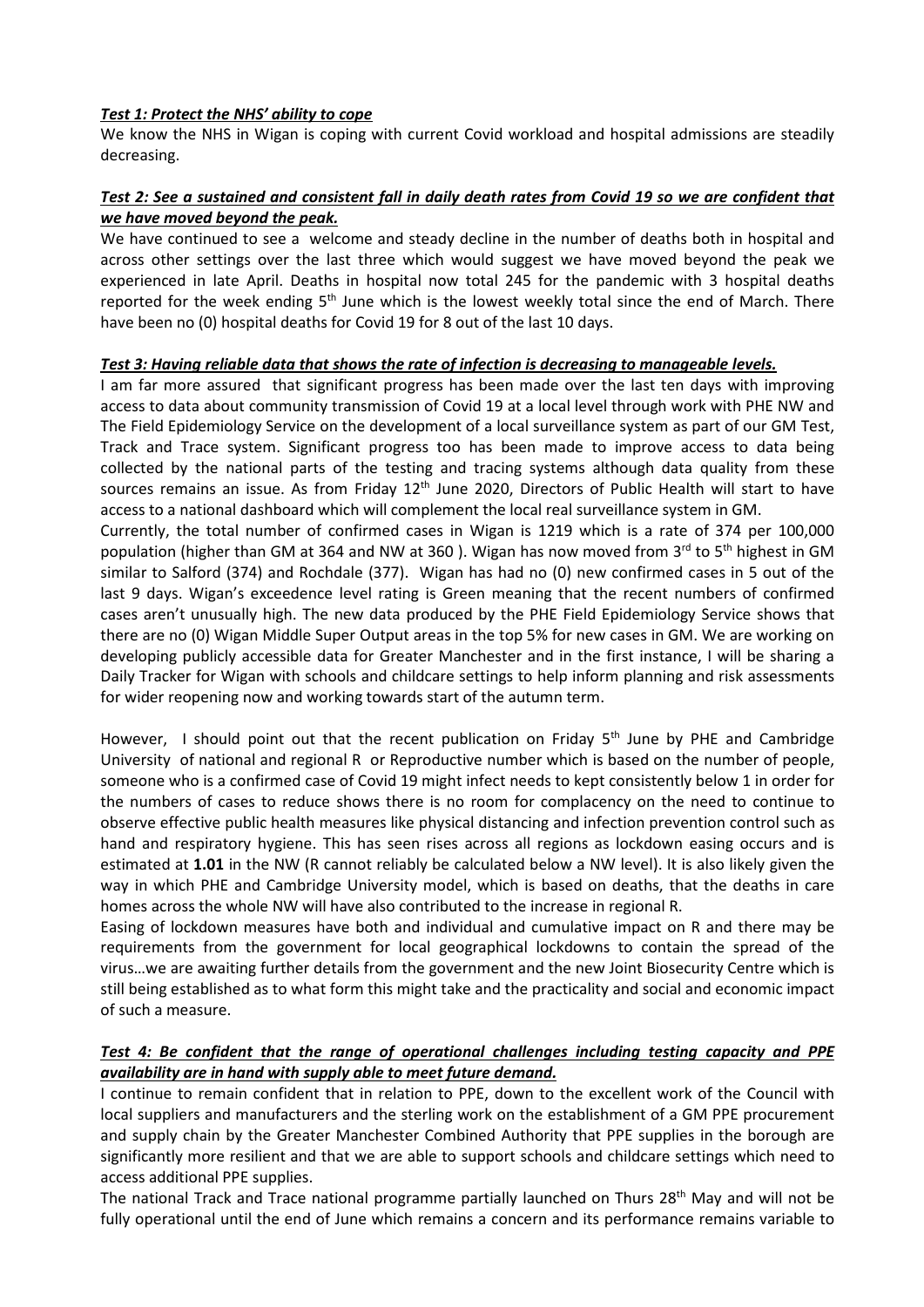***Test 1: Protect the NHS' ability to cope***

We know the NHS in Wigan is coping with current Covid workload and hospital admissions are steadily decreasing.

***Test 2: See a sustained and consistent fall in daily death rates from Covid 19 so we are confident that we have moved beyond the peak.***

We have continued to see a welcome and steady decline in the number of deaths both in hospital and across other settings over the last three which would suggest we have moved beyond the peak we experienced in late April. Deaths in hospital now total 245 for the pandemic with 3 hospital deaths reported for the week ending 5th June which is the lowest weekly total since the end of March. There have been no (0) hospital deaths for Covid 19 for 8 out of the last 10 days.

***Test 3: Having reliable data that shows the rate of infection is decreasing to manageable levels.***

I am far more assured that significant progress has been made over the last ten days with improving access to data about community transmission of Covid 19 at a local level through work with PHE NW and The Field Epidemiology Service on the development of a local surveillance system as part of our GM Test, Track and Trace system. Significant progress too has been made to improve access to data being collected by the national parts of the testing and tracing systems although data quality from these sources remains an issue. As from Friday 12th June 2020, Directors of Public Health will start to have access to a national dashboard which will complement the local real surveillance system in GM.

Currently, the total number of confirmed cases in Wigan is 1219 which is a rate of 374 per 100,000 population (higher than GM at 364 and NW at 360 ). Wigan has now moved from 3rd to 5th highest in GM similar to Salford (374) and Rochdale (377). Wigan has had no (0) new confirmed cases in 5 out of the last 9 days. Wigan's exceedence level rating is Green meaning that the recent numbers of confirmed cases aren't unusually high. The new data produced by the PHE Field Epidemiology Service shows that there are no (0) Wigan Middle Super Output areas in the top 5% for new cases in GM. We are working on developing publicly accessible data for Greater Manchester and in the first instance, I will be sharing a Daily Tracker for Wigan with schools and childcare settings to help inform planning and risk assessments for wider reopening now and working towards start of the autumn term.

However, I should point out that the recent publication on Friday 5th June by PHE and Cambridge University of national and regional R or Reproductive number which is based on the number of people, someone who is a confirmed case of Covid 19 might infect needs to kept consistently below 1 in order for the numbers of cases to reduce shows there is no room for complacency on the need to continue to observe effective public health measures like physical distancing and infection prevention control such as hand and respiratory hygiene. This has seen rises across all regions as lockdown easing occurs and is estimated at **1.01** in the NW (R cannot reliably be calculated below a NW level). It is also likely given the way in which PHE and Cambridge University model, which is based on deaths, that the deaths in care homes across the whole NW will have also contributed to the increase in regional R.

Easing of lockdown measures have both and individual and cumulative impact on R and there may be requirements from the government for local geographical lockdowns to contain the spread of the virus…we are awaiting further details from the government and the new Joint Biosecurity Centre which is still being established as to what form this might take and the practicality and social and economic impact of such a measure.

***Test 4: Be confident that the range of operational challenges including testing capacity and PPE availability are in hand with supply able to meet future demand.***

I continue to remain confident that in relation to PPE, down to the excellent work of the Council with local suppliers and manufacturers and the sterling work on the establishment of a GM PPE procurement and supply chain by the Greater Manchester Combined Authority that PPE supplies in the borough are significantly more resilient and that we are able to support schools and childcare settings which need to access additional PPE supplies.

The national Track and Trace national programme partially launched on Thurs 28th May and will not be fully operational until the end of June which remains a concern and its performance remains variable to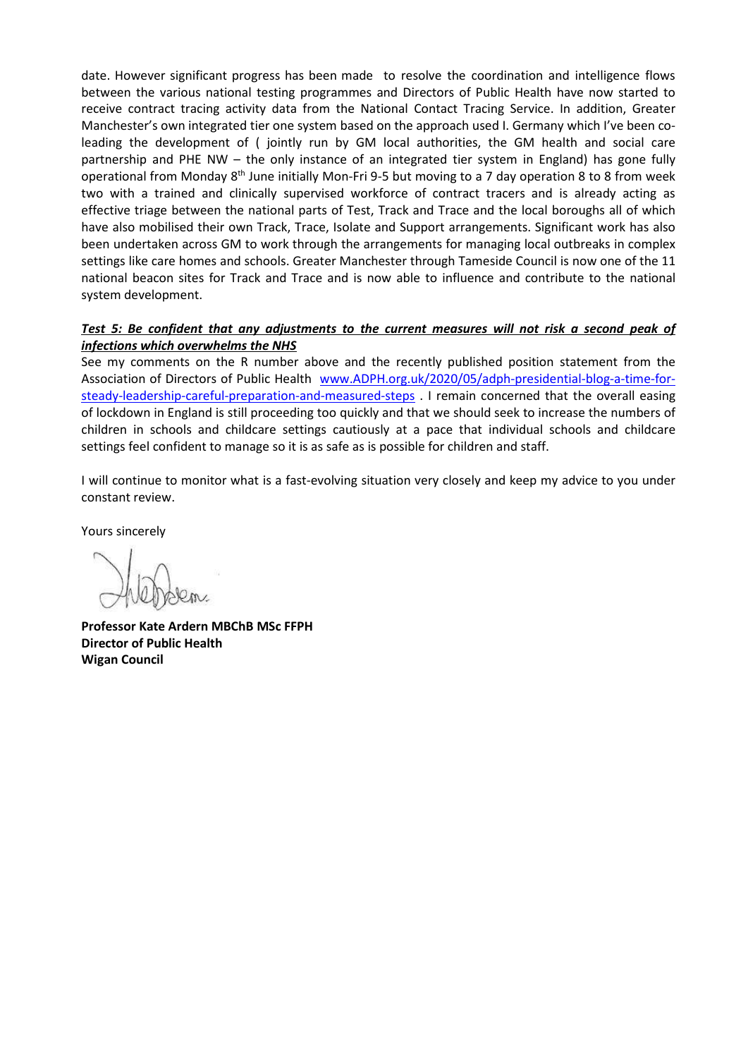date. However significant progress has been made  to resolve the coordination and intelligence flows between the various national testing programmes and Directors of Public Health have now started to receive contract tracing activity data from the National Contact Tracing Service. In addition, Greater Manchester's own integrated tier one system based on the approach used I. Germany which I've been co-leading the development of ( jointly run by GM local authorities, the GM health and social care partnership and PHE NW – the only instance of an integrated tier system in England) has gone fully operational from Monday 8th June initially Mon-Fri 9-5 but moving to a 7 day operation 8 to 8 from week two with a trained and clinically supervised workforce of contract tracers and is already acting as effective triage between the national parts of Test, Track and Trace and the local boroughs all of which have also mobilised their own Track, Trace, Isolate and Support arrangements. Significant work has also been undertaken across GM to work through the arrangements for managing local outbreaks in complex settings like care homes and schools. Greater Manchester through Tameside Council is now one of the 11 national beacon sites for Track and Trace and is now able to influence and contribute to the national system development.

***Test 5: Be confident that any adjustments to the current measures will not risk a second peak of infections which overwhelms the NHS***

See my comments on the R number above and the recently published position statement from the Association of Directors of Public Health  [www.ADPH.org.uk/2020/05/adph-presidential-blog-a-time-for-steady-leadership-careful-preparation-and-measured-steps](www.ADPH.org.uk/2020/05/adph-presidential-blog-a-time-for-steady-leadership-careful-preparation-and-measured-steps) . I remain concerned that the overall easing of lockdown in England is still proceeding too quickly and that we should seek to increase the numbers of children in schools and childcare settings cautiously at a pace that individual schools and childcare settings feel confident to manage so it is as safe as is possible for children and staff.

I will continue to monitor what is a fast-evolving situation very closely and keep my advice to you under constant review.

Yours sincerely

**Professor Kate Ardern MBChB MSc FFPH**
**Director of Public Health**
**Wigan Council**